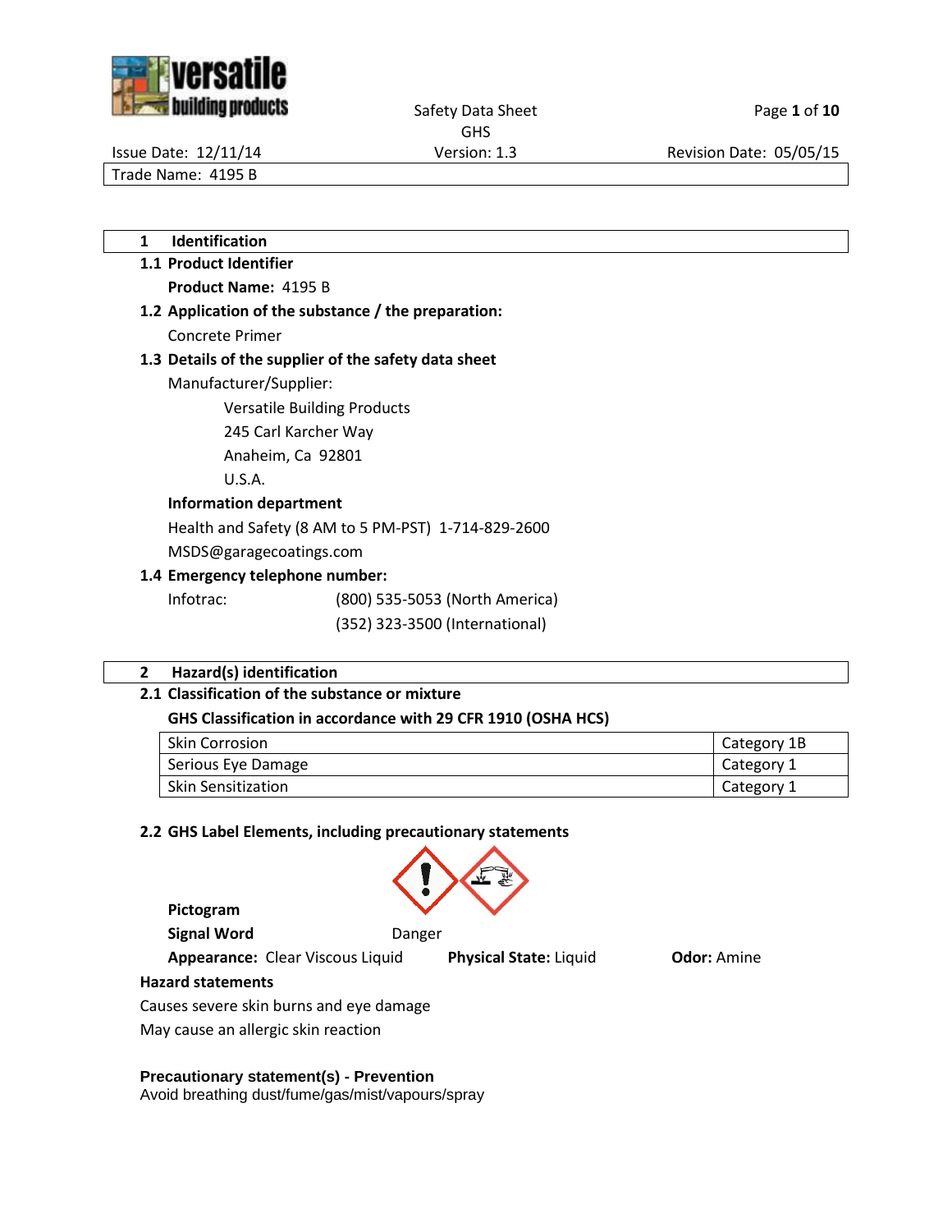Safety Data Sheet
GHS

Issue Date: 12/11/14 | Version: 1.3 | Revision Date: 05/05/15

Trade Name: 4195 B

## 1 Identification

### 1.1 Product Identifier

**Product Name:** 4195 B

### 1.2 Application of the substance / the preparation:

Concrete Primer

### 1.3 Details of the supplier of the safety data sheet

Manufacturer/Supplier:

Versatile Building Products
245 Carl Karcher Way
Anaheim, Ca 92801
U.S.A.

**Information department**

Health and Safety (8 AM to 5 PM-PST) 1-714-829-2600

MSDS@garagecoatings.com

### 1.4 Emergency telephone number:

Infotrac: (800) 535-5053 (North America)
(352) 323-3500 (International)

## 2 Hazard(s) identification

### 2.1 Classification of the substance or mixture

**GHS Classification in accordance with 29 CFR 1910 (OSHA HCS)**

| Hazard | Category |
|---|---|
| Skin Corrosion | Category 1B |
| Serious Eye Damage | Category 1 |
| Skin Sensitization | Category 1 |

### 2.2 GHS Label Elements, including precautionary statements

**Pictogram**

**Signal Word** Danger

**Appearance:** Clear Viscous Liquid **Physical State:** Liquid **Odor:** Amine

**Hazard statements**

Causes severe skin burns and eye damage

May cause an allergic skin reaction

**Precautionary statement(s) - Prevention**

Avoid breathing dust/fume/gas/mist/vapours/spray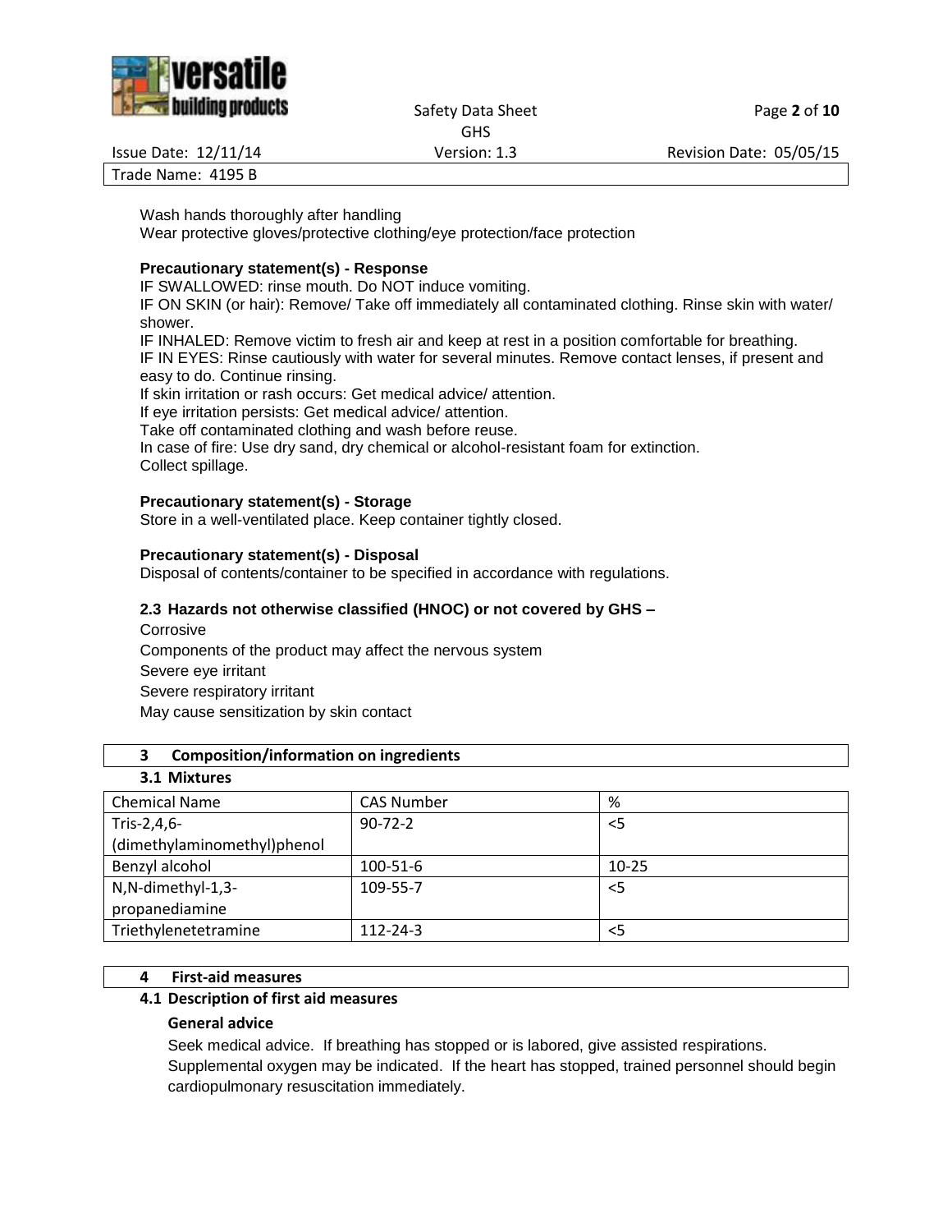Wash hands thoroughly after handling
Wear protective gloves/protective clothing/eye protection/face protection

**Precautionary statement(s) - Response**
IF SWALLOWED: rinse mouth. Do NOT induce vomiting.
IF ON SKIN (or hair): Remove/ Take off immediately all contaminated clothing. Rinse skin with water/ shower.
IF INHALED: Remove victim to fresh air and keep at rest in a position comfortable for breathing.
IF IN EYES: Rinse cautiously with water for several minutes. Remove contact lenses, if present and easy to do. Continue rinsing.
If skin irritation or rash occurs: Get medical advice/ attention.
If eye irritation persists: Get medical advice/ attention.
Take off contaminated clothing and wash before reuse.
In case of fire: Use dry sand, dry chemical or alcohol-resistant foam for extinction.
Collect spillage.

**Precautionary statement(s) - Storage**
Store in a well-ventilated place. Keep container tightly closed.

**Precautionary statement(s) - Disposal**
Disposal of contents/container to be specified in accordance with regulations.

### 2.3 Hazards not otherwise classified (HNOC) or not covered by GHS –

Corrosive
Components of the product may affect the nervous system
Severe eye irritant
Severe respiratory irritant
May cause sensitization by skin contact

## 3 Composition/information on ingredients

### 3.1 Mixtures

| Chemical Name | CAS Number | % |
|---|---|---|
| Tris-2,4,6-(dimethylaminomethyl)phenol | 90-72-2 | <5 |
| Benzyl alcohol | 100-51-6 | 10-25 |
| N,N-dimethyl-1,3-propanediamine | 109-55-7 | <5 |
| Triethylenetetramine | 112-24-3 | <5 |

## 4 First-aid measures

### 4.1 Description of first aid measures

**General advice**

Seek medical advice. If breathing has stopped or is labored, give assisted respirations. Supplemental oxygen may be indicated. If the heart has stopped, trained personnel should begin cardiopulmonary resuscitation immediately.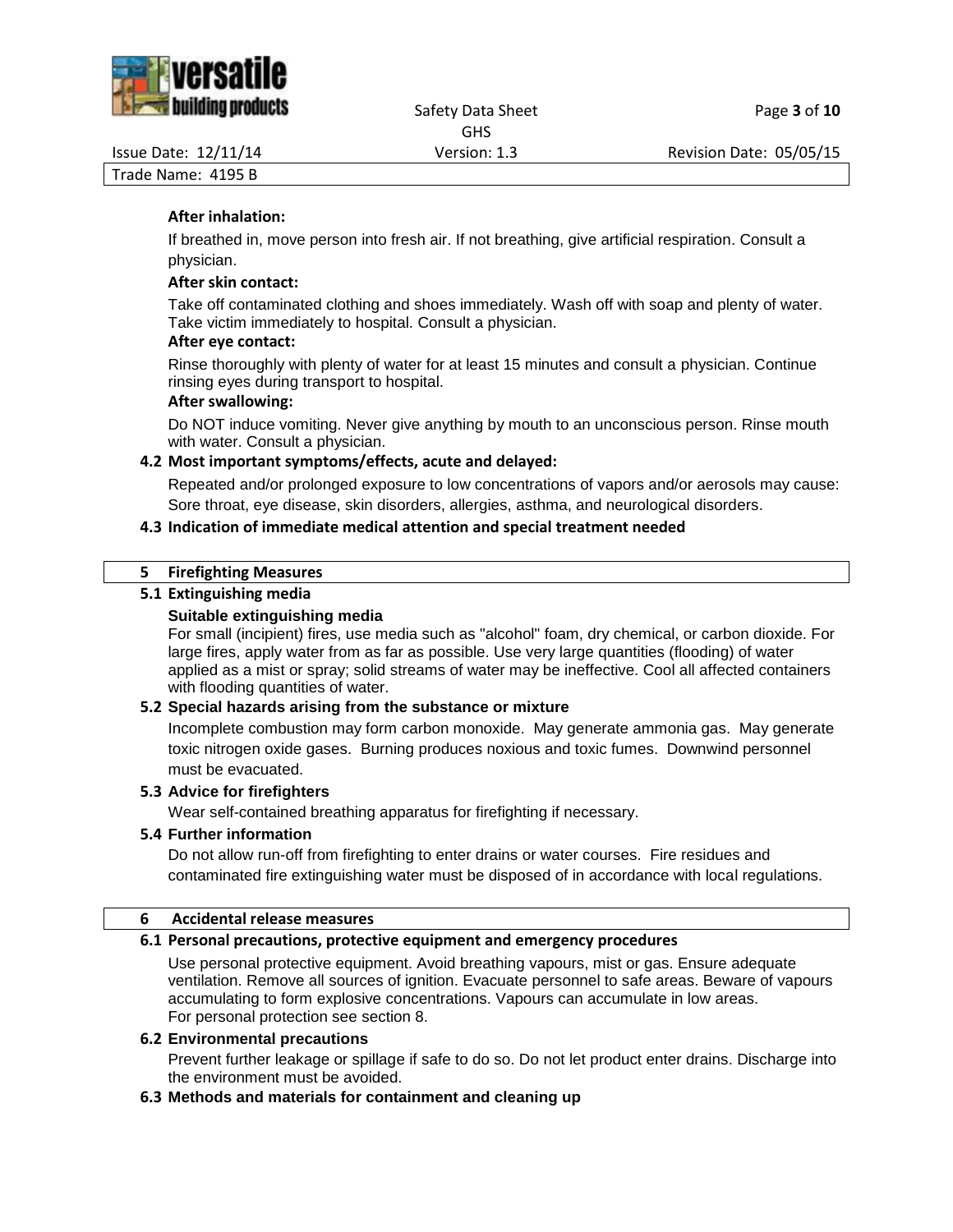**After inhalation:**

If breathed in, move person into fresh air. If not breathing, give artificial respiration. Consult a physician.

**After skin contact:**

Take off contaminated clothing and shoes immediately. Wash off with soap and plenty of water. Take victim immediately to hospital. Consult a physician.

**After eye contact:**

Rinse thoroughly with plenty of water for at least 15 minutes and consult a physician. Continue rinsing eyes during transport to hospital.

**After swallowing:**

Do NOT induce vomiting. Never give anything by mouth to an unconscious person. Rinse mouth with water. Consult a physician.

### 4.2 Most important symptoms/effects, acute and delayed:

Repeated and/or prolonged exposure to low concentrations of vapors and/or aerosols may cause: Sore throat, eye disease, skin disorders, allergies, asthma, and neurological disorders.

### 4.3 Indication of immediate medical attention and special treatment needed

## 5 Firefighting Measures

### 5.1 Extinguishing media

**Suitable extinguishing media**

For small (incipient) fires, use media such as "alcohol" foam, dry chemical, or carbon dioxide. For large fires, apply water from as far as possible. Use very large quantities (flooding) of water applied as a mist or spray; solid streams of water may be ineffective. Cool all affected containers with flooding quantities of water.

### 5.2 Special hazards arising from the substance or mixture

Incomplete combustion may form carbon monoxide. May generate ammonia gas. May generate toxic nitrogen oxide gases. Burning produces noxious and toxic fumes. Downwind personnel must be evacuated.

### 5.3 Advice for firefighters

Wear self-contained breathing apparatus for firefighting if necessary.

### 5.4 Further information

Do not allow run-off from firefighting to enter drains or water courses. Fire residues and contaminated fire extinguishing water must be disposed of in accordance with local regulations.

## 6 Accidental release measures

### 6.1 Personal precautions, protective equipment and emergency procedures

Use personal protective equipment. Avoid breathing vapours, mist or gas. Ensure adequate ventilation. Remove all sources of ignition. Evacuate personnel to safe areas. Beware of vapours accumulating to form explosive concentrations. Vapours can accumulate in low areas.
For personal protection see section 8.

### 6.2 Environmental precautions

Prevent further leakage or spillage if safe to do so. Do not let product enter drains. Discharge into the environment must be avoided.

### 6.3 Methods and materials for containment and cleaning up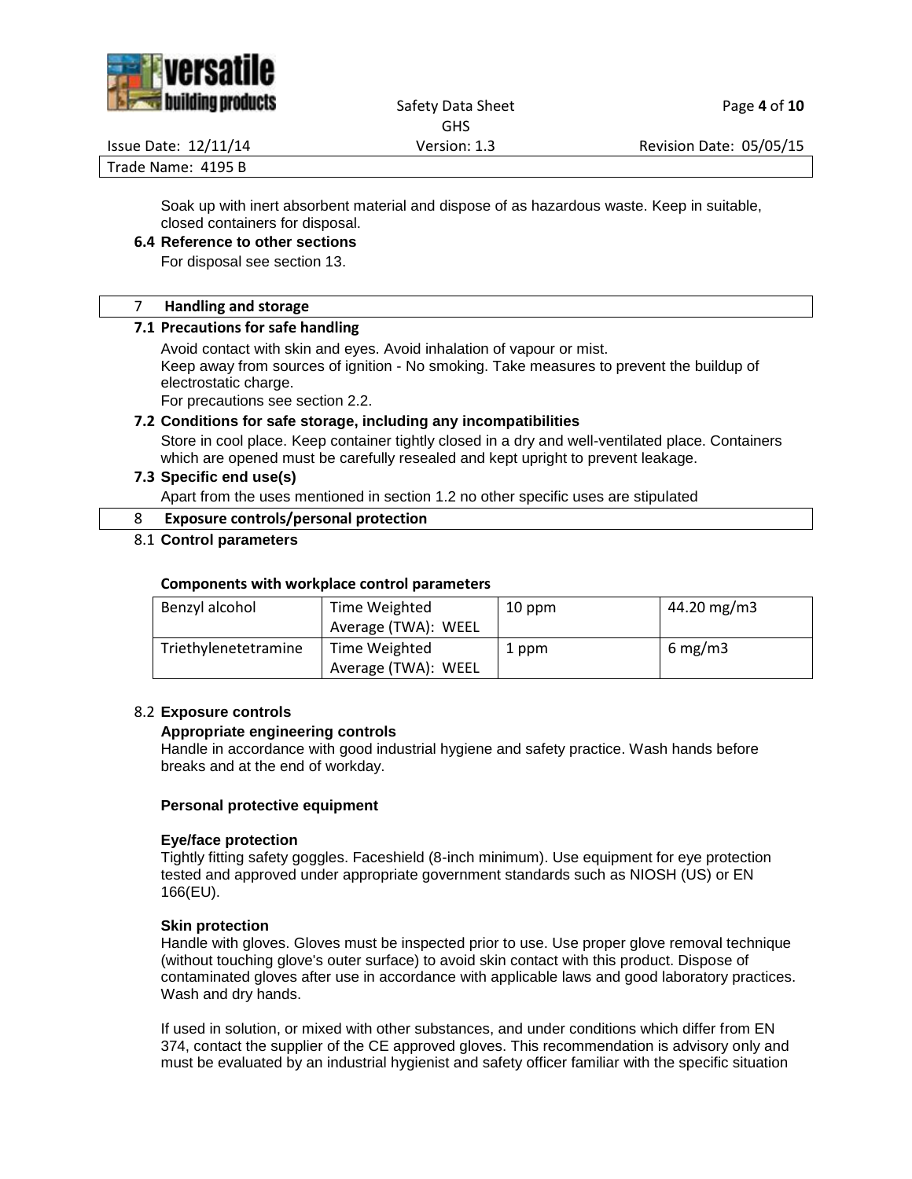Soak up with inert absorbent material and dispose of as hazardous waste. Keep in suitable, closed containers for disposal.

### 6.4 Reference to other sections

For disposal see section 13.

## 7 Handling and storage

### 7.1 Precautions for safe handling

Avoid contact with skin and eyes. Avoid inhalation of vapour or mist.
Keep away from sources of ignition - No smoking. Take measures to prevent the buildup of electrostatic charge.
For precautions see section 2.2.

### 7.2 Conditions for safe storage, including any incompatibilities

Store in cool place. Keep container tightly closed in a dry and well-ventilated place. Containers which are opened must be carefully resealed and kept upright to prevent leakage.

### 7.3 Specific end use(s)

Apart from the uses mentioned in section 1.2 no other specific uses are stipulated

## 8 Exposure controls/personal protection

### 8.1 Control parameters

**Components with workplace control parameters**

| Benzyl alcohol | Time Weighted Average (TWA): WEEL | 10 ppm | 44.20 mg/m3 |
|---|---|---|---|
| Triethylenetetramine | Time Weighted Average (TWA): WEEL | 1 ppm | 6 mg/m3 |

### 8.2 Exposure controls

**Appropriate engineering controls**

Handle in accordance with good industrial hygiene and safety practice. Wash hands before breaks and at the end of workday.

**Personal protective equipment**

**Eye/face protection**

Tightly fitting safety goggles. Faceshield (8-inch minimum). Use equipment for eye protection tested and approved under appropriate government standards such as NIOSH (US) or EN 166(EU).

**Skin protection**

Handle with gloves. Gloves must be inspected prior to use. Use proper glove removal technique (without touching glove's outer surface) to avoid skin contact with this product. Dispose of contaminated gloves after use in accordance with applicable laws and good laboratory practices. Wash and dry hands.

If used in solution, or mixed with other substances, and under conditions which differ from EN 374, contact the supplier of the CE approved gloves. This recommendation is advisory only and must be evaluated by an industrial hygienist and safety officer familiar with the specific situation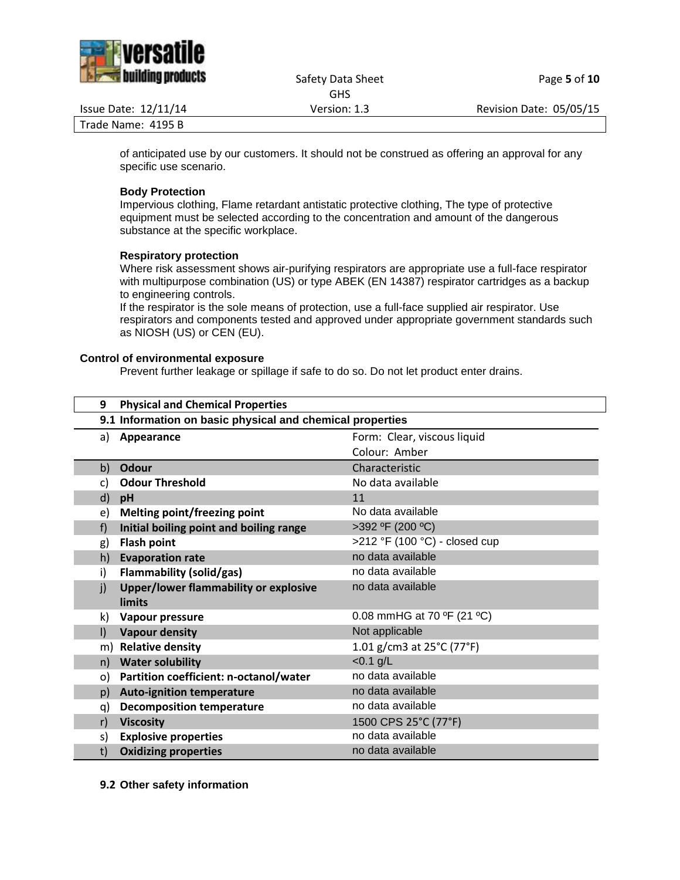of anticipated use by our customers. It should not be construed as offering an approval for any specific use scenario.

**Body Protection**

Impervious clothing, Flame retardant antistatic protective clothing, The type of protective equipment must be selected according to the concentration and amount of the dangerous substance at the specific workplace.

**Respiratory protection**

Where risk assessment shows air-purifying respirators are appropriate use a full-face respirator with multipurpose combination (US) or type ABEK (EN 14387) respirator cartridges as a backup to engineering controls.

If the respirator is the sole means of protection, use a full-face supplied air respirator. Use respirators and components tested and approved under appropriate government standards such as NIOSH (US) or CEN (EU).

**Control of environmental exposure**

Prevent further leakage or spillage if safe to do so. Do not let product enter drains.

## 9 Physical and Chemical Properties

### 9.1 Information on basic physical and chemical properties

| | Property | Value |
|---|---|---|
| a) | **Appearance** | Form: Clear, viscous liquid<br>Colour: Amber |
| b) | **Odour** | Characteristic |
| c) | **Odour Threshold** | No data available |
| d) | **pH** | 11 |
| e) | **Melting point/freezing point** | No data available |
| f) | **Initial boiling point and boiling range** | >392 ºF (200 ºC) |
| g) | **Flash point** | >212 °F (100 °C) - closed cup |
| h) | **Evaporation rate** | no data available |
| i) | **Flammability (solid/gas)** | no data available |
| j) | **Upper/lower flammability or explosive limits** | no data available |
| k) | **Vapour pressure** | 0.08 mmHG at 70 ºF (21 ºC) |
| l) | **Vapour density** | Not applicable |
| m) | **Relative density** | 1.01 g/cm3 at 25°C (77°F) |
| n) | **Water solubility** | <0.1 g/L |
| o) | **Partition coefficient: n-octanol/water** | no data available |
| p) | **Auto-ignition temperature** | no data available |
| q) | **Decomposition temperature** | no data available |
| r) | **Viscosity** | 1500 CPS 25°C (77°F) |
| s) | **Explosive properties** | no data available |
| t) | **Oxidizing properties** | no data available |

### 9.2 Other safety information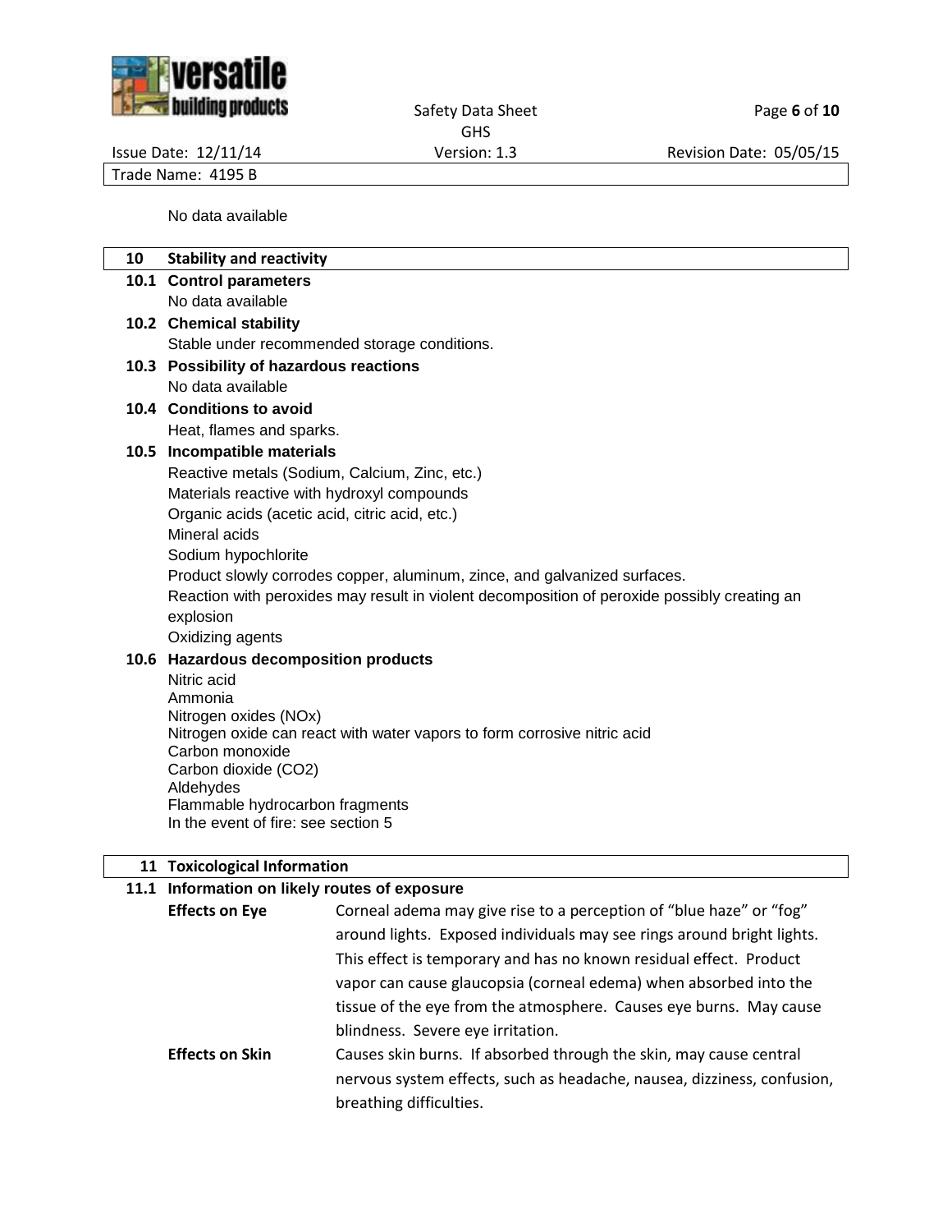No data available

## 10 Stability and reactivity

### 10.1 Control parameters

No data available

### 10.2 Chemical stability

Stable under recommended storage conditions.

### 10.3 Possibility of hazardous reactions

No data available

### 10.4 Conditions to avoid

Heat, flames and sparks.

### 10.5 Incompatible materials

Reactive metals (Sodium, Calcium, Zinc, etc.)
Materials reactive with hydroxyl compounds
Organic acids (acetic acid, citric acid, etc.)
Mineral acids
Sodium hypochlorite
Product slowly corrodes copper, aluminum, zince, and galvanized surfaces.
Reaction with peroxides may result in violent decomposition of peroxide possibly creating an explosion
Oxidizing agents

### 10.6 Hazardous decomposition products

Nitric acid
Ammonia
Nitrogen oxides (NOx)
Nitrogen oxide can react with water vapors to form corrosive nitric acid
Carbon monoxide
Carbon dioxide ($CO_2$)
Aldehydes
Flammable hydrocarbon fragments
In the event of fire: see section 5

## 11 Toxicological Information

### 11.1 Information on likely routes of exposure

**Effects on Eye** — Corneal adema may give rise to a perception of "blue haze" or "fog" around lights. Exposed individuals may see rings around bright lights. This effect is temporary and has no known residual effect. Product vapor can cause glaucopsia (corneal edema) when absorbed into the tissue of the eye from the atmosphere. Causes eye burns. May cause blindness. Severe eye irritation.

**Effects on Skin** — Causes skin burns. If absorbed through the skin, may cause central nervous system effects, such as headache, nausea, dizziness, confusion, breathing difficulties.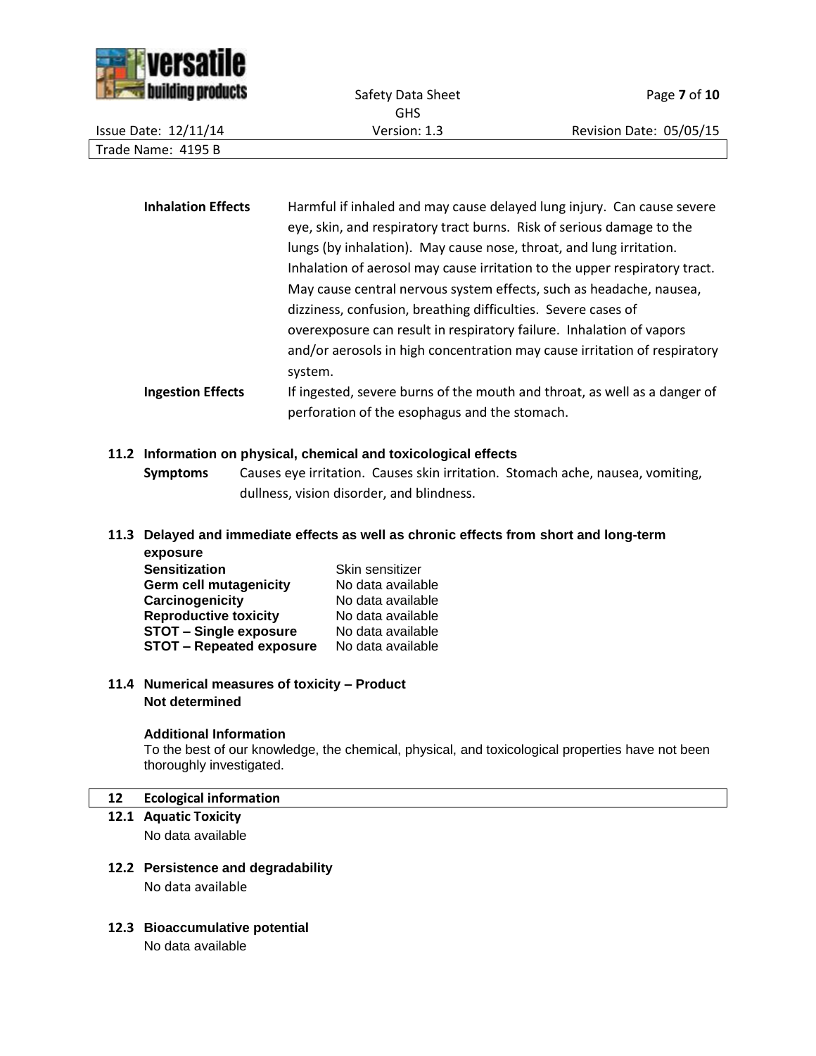**Inhalation Effects** Harmful if inhaled and may cause delayed lung injury. Can cause severe eye, skin, and respiratory tract burns. Risk of serious damage to the lungs (by inhalation). May cause nose, throat, and lung irritation. Inhalation of aerosol may cause irritation to the upper respiratory tract. May cause central nervous system effects, such as headache, nausea, dizziness, confusion, breathing difficulties. Severe cases of overexposure can result in respiratory failure. Inhalation of vapors and/or aerosols in high concentration may cause irritation of respiratory system.

**Ingestion Effects** If ingested, severe burns of the mouth and throat, as well as a danger of perforation of the esophagus and the stomach.

### 11.2 Information on physical, chemical and toxicological effects

**Symptoms** Causes eye irritation. Causes skin irritation. Stomach ache, nausea, vomiting, dullness, vision disorder, and blindness.

### 11.3 Delayed and immediate effects as well as chronic effects from short and long-term exposure

| | |
|---|---|
| **Sensitization** | Skin sensitizer |
| **Germ cell mutagenicity** | No data available |
| **Carcinogenicity** | No data available |
| **Reproductive toxicity** | No data available |
| **STOT – Single exposure** | No data available |
| **STOT – Repeated exposure** | No data available |

### 11.4 Numerical measures of toxicity – Product

**Not determined**

**Additional Information**

To the best of our knowledge, the chemical, physical, and toxicological properties have not been thoroughly investigated.

## 12 Ecological information

### 12.1 Aquatic Toxicity

No data available

### 12.2 Persistence and degradability

No data available

### 12.3 Bioaccumulative potential

No data available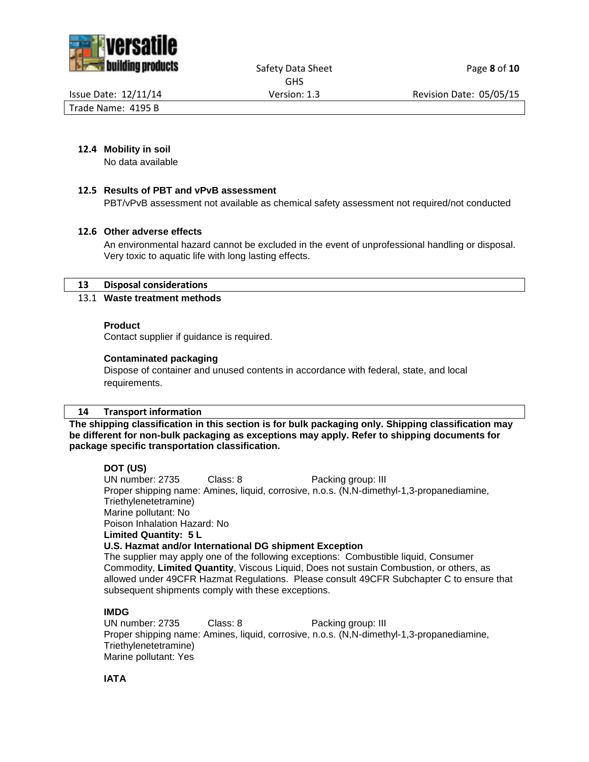### 12.4 Mobility in soil

No data available

### 12.5 Results of PBT and vPvB assessment

PBT/vPvB assessment not available as chemical safety assessment not required/not conducted

### 12.6 Other adverse effects

An environmental hazard cannot be excluded in the event of unprofessional handling or disposal. Very toxic to aquatic life with long lasting effects.

## 13 Disposal considerations

### 13.1 Waste treatment methods

**Product**

Contact supplier if guidance is required.

**Contaminated packaging**

Dispose of container and unused contents in accordance with federal, state, and local requirements.

## 14 Transport information

**The shipping classification in this section is for bulk packaging only. Shipping classification may be different for non-bulk packaging as exceptions may apply. Refer to shipping documents for package specific transportation classification.**

**DOT (US)**

UN number: 2735 Class: 8 Packing group: III

Proper shipping name: Amines, liquid, corrosive, n.o.s. (N,N-dimethyl-1,3-propanediamine, Triethylenetetramine)

Marine pollutant: No

Poison Inhalation Hazard: No

**Limited Quantity: 5 L**

**U.S. Hazmat and/or International DG shipment Exception**

The supplier may apply one of the following exceptions: Combustible liquid, Consumer Commodity, **Limited Quantity**, Viscous Liquid, Does not sustain Combustion, or others, as allowed under 49CFR Hazmat Regulations. Please consult 49CFR Subchapter C to ensure that subsequent shipments comply with these exceptions.

**IMDG**

UN number: 2735 Class: 8 Packing group: III

Proper shipping name: Amines, liquid, corrosive, n.o.s. (N,N-dimethyl-1,3-propanediamine, Triethylenetetramine)

Marine pollutant: Yes

**IATA**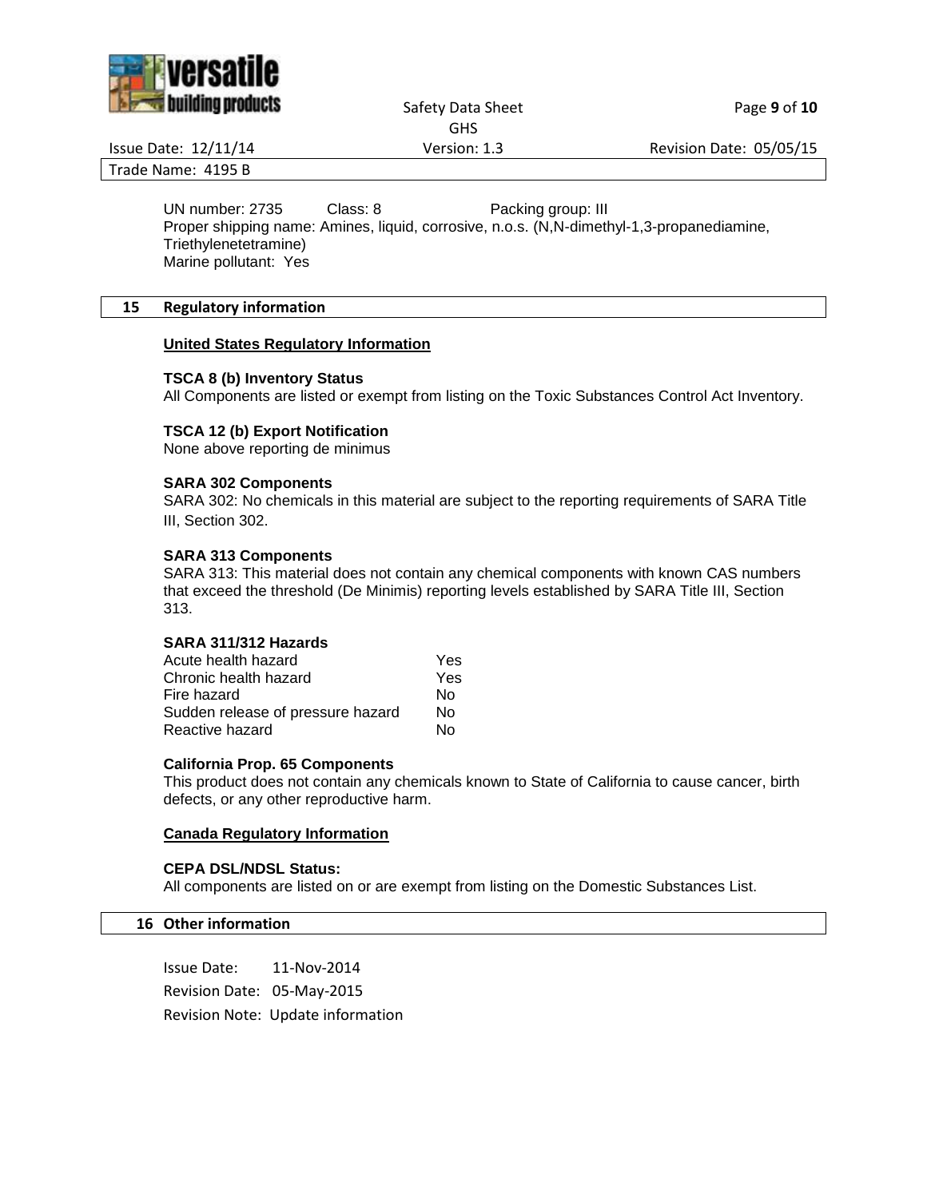UN number: 2735 Class: 8 Packing group: III
Proper shipping name: Amines, liquid, corrosive, n.o.s. (N,N-dimethyl-1,3-propanediamine, Triethylenetetramine)
Marine pollutant: Yes

## 15 Regulatory information

**United States Regulatory Information**

**TSCA 8 (b) Inventory Status**
All Components are listed or exempt from listing on the Toxic Substances Control Act Inventory.

**TSCA 12 (b) Export Notification**
None above reporting de minimus

**SARA 302 Components**
SARA 302: No chemicals in this material are subject to the reporting requirements of SARA Title III, Section 302.

**SARA 313 Components**
SARA 313: This material does not contain any chemical components with known CAS numbers that exceed the threshold (De Minimis) reporting levels established by SARA Title III, Section 313.

**SARA 311/312 Hazards**

| | |
|---|---|
| Acute health hazard | Yes |
| Chronic health hazard | Yes |
| Fire hazard | No |
| Sudden release of pressure hazard | No |
| Reactive hazard | No |

**California Prop. 65 Components**
This product does not contain any chemicals known to State of California to cause cancer, birth defects, or any other reproductive harm.

**Canada Regulatory Information**

**CEPA DSL/NDSL Status:**
All components are listed on or are exempt from listing on the Domestic Substances List.

## 16 Other information

Issue Date: 11-Nov-2014
Revision Date: 05-May-2015
Revision Note: Update information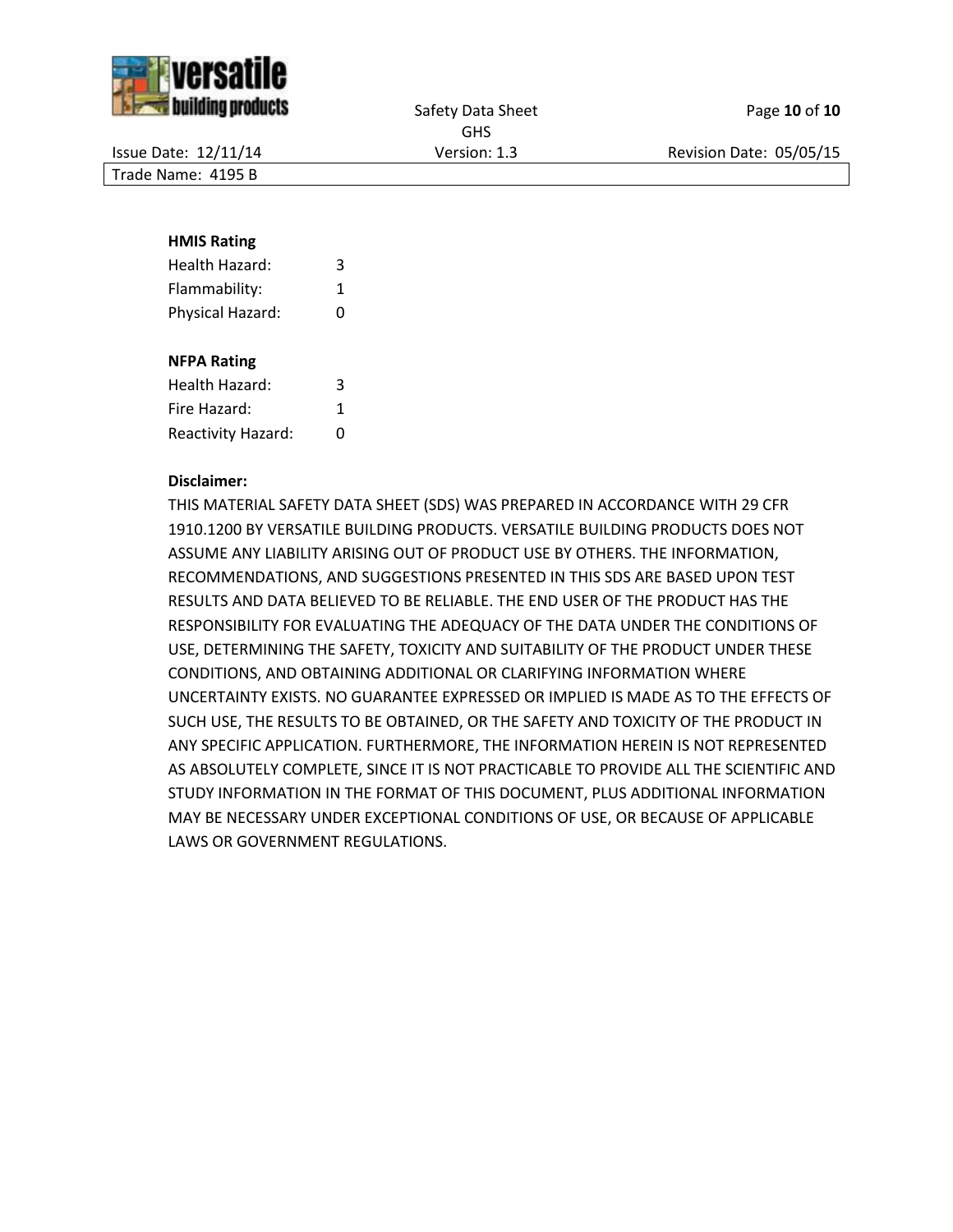**HMIS Rating**

| | |
|---|---|
| Health Hazard: | 3 |
| Flammability: | 1 |
| Physical Hazard: | 0 |

**NFPA Rating**

| | |
|---|---|
| Health Hazard: | 3 |
| Fire Hazard: | 1 |
| Reactivity Hazard: | 0 |

**Disclaimer:**

THIS MATERIAL SAFETY DATA SHEET (SDS) WAS PREPARED IN ACCORDANCE WITH 29 CFR 1910.1200 BY VERSATILE BUILDING PRODUCTS. VERSATILE BUILDING PRODUCTS DOES NOT ASSUME ANY LIABILITY ARISING OUT OF PRODUCT USE BY OTHERS. THE INFORMATION, RECOMMENDATIONS, AND SUGGESTIONS PRESENTED IN THIS SDS ARE BASED UPON TEST RESULTS AND DATA BELIEVED TO BE RELIABLE. THE END USER OF THE PRODUCT HAS THE RESPONSIBILITY FOR EVALUATING THE ADEQUACY OF THE DATA UNDER THE CONDITIONS OF USE, DETERMINING THE SAFETY, TOXICITY AND SUITABILITY OF THE PRODUCT UNDER THESE CONDITIONS, AND OBTAINING ADDITIONAL OR CLARIFYING INFORMATION WHERE UNCERTAINTY EXISTS. NO GUARANTEE EXPRESSED OR IMPLIED IS MADE AS TO THE EFFECTS OF SUCH USE, THE RESULTS TO BE OBTAINED, OR THE SAFETY AND TOXICITY OF THE PRODUCT IN ANY SPECIFIC APPLICATION. FURTHERMORE, THE INFORMATION HEREIN IS NOT REPRESENTED AS ABSOLUTELY COMPLETE, SINCE IT IS NOT PRACTICABLE TO PROVIDE ALL THE SCIENTIFIC AND STUDY INFORMATION IN THE FORMAT OF THIS DOCUMENT, PLUS ADDITIONAL INFORMATION MAY BE NECESSARY UNDER EXCEPTIONAL CONDITIONS OF USE, OR BECAUSE OF APPLICABLE LAWS OR GOVERNMENT REGULATIONS.